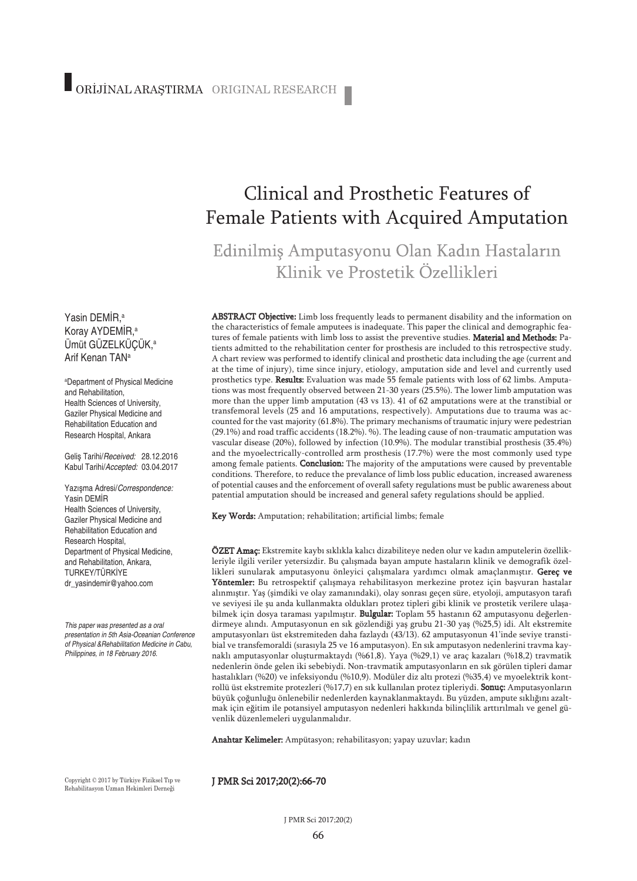ORİJİNAL ARAŞTIRMA ORIGINAL RESEARCH

# Clinical and Prosthetic Features of Female Patients with Acquired Amputation

## Edinilmiş Amputasyonu Olan Kadın Hastaların Klinik ve Prostetik Özellikleri

Yasin DEMİR,[a]
Koray AYDEMİR,[a]
Ümüt GÜZELKÜÇÜK,[a]
Arif Kenan TAN[a]

[a]Department of Physical Medicine and Rehabilitation, Health Sciences of University, Gaziler Physical Medicine and Rehabilitation Education and Research Hospital, Ankara

Geliş Tarihi/*Received:* 28.12.2016
Kabul Tarihi/*Accepted:* 03.04.2017

Yazışma Adresi/*Correspondence:*
Yasin DEMİR
Health Sciences of University, Gaziler Physical Medicine and Rehabilitation Education and Research Hospital, Department of Physical Medicine, and Rehabilitation, Ankara, TURKEY/TÜRKİYE
dr_yasindemir@yahoo.com

*This paper was presented as a oral presentation in 5th Asia-Oceanian Conference of Physical &Rehabilitation Medicine in Cabu, Philippines, in 18 February 2016.*

**ABSTRACT Objective:** Limb loss frequently leads to permanent disability and the information on the characteristics of female amputees is inadequate. This paper the clinical and demographic features of female patients with limb loss to assist the preventive studies. **Material and Methods:** Patients admitted to the rehabilitation center for prosthesis are included to this retrospective study. A chart review was performed to identify clinical and prosthetic data including the age (current and at the time of injury), time since injury, etiology, amputation side and level and currently used prosthetics type. **Results:** Evaluation was made 55 female patients with loss of 62 limbs. Amputations was most frequently observed between 21-30 years (25.5%). The lower limb amputation was more than the upper limb amputation (43 vs 13). 41 of 62 amputations were at the transtibial or transfemoral levels (25 and 16 amputations, respectively). Amputations due to trauma was accounted for the vast majority (61.8%). The primary mechanisms of traumatic injury were pedestrian (29.1%) and road traffic accidents (18.2%). %). The leading cause of non-traumatic amputation was vascular disease (20%), followed by infection (10.9%). The modular transtibial prosthesis (35.4%) and the myoelectrically-controlled arm prosthesis (17.7%) were the most commonly used type among female patients. **Conclusion:** The majority of the amputations were caused by preventable conditions. Therefore, to reduce the prevalance of limb loss public education, increased awareness of potential causes and the enforcement of overall safety regulations must be public awareness about patential amputation should be increased and general safety regulations should be applied.

**Key Words:** Amputation; rehabilitation; artificial limbs; female

**ÖZET Amaç:** Ekstremite kaybı sıklıkla kalıcı dizabiliteye neden olur ve kadın amputelerin özellikleriyle ilgili veriler yetersizdir. Bu çalışmada bayan ampute hastaların klinik ve demografik özellikleri sunularak amputasyonu önleyici çalışmalara yardımcı olmak amaçlanmıştır. **Gereç ve Yöntemler:** Bu retrospektif çalışmaya rehabilitasyon merkezine protez için başvuran hastalar alınmıştır. Yaş (şimdiki ve olay zamanındaki), olay sonrası geçen süre, etyoloji, amputasyon tarafı ve seviyesi ile şu anda kullanmakta oldukları protez tipleri gibi klinik ve prostetik verilere ulaşabilmek için dosya taraması yapılmıştır. **Bulgular:** Toplam 55 hastanın 62 amputasyonu değerlendirmeye alındı. Amputasyonun en sık gözlendiği yaş grubu 21-30 yaş (%25,5) idi. Alt ekstremite amputasyonları üst ekstremiteden daha fazlaydı (43/13). 62 amputasyonun 41'inde seviye transtibial ve transfemoraldi (sırasıyla 25 ve 16 amputasyon). En sık amputasyon nedenlerini travma kaynaklı amputasyonlar oluşturmaktaydı (%61,8). Yaya (%29,1) ve araç kazaları (%18,2) travmatik nedenlerin önde gelen iki sebebiydi. Non-travmatik amputasyonların en sık görülen tipleri damar hastalıkları (%20) ve infeksiyondu (%10,9). Modüler diz altı protezi (%35,4) ve myoelektrik kontrollü üst ekstremite protezleri (%17,7) en sık kullanılan protez tipleriydi. **Sonuç:** Amputasyonların büyük çoğunluğu önlenebilir nedenlerden kaynaklanmaktaydı. Bu yüzden, ampute sıklığını azaltmak için eğitim ile potansiyel amputasyon nedenleri hakkında bilinçlilik arttırılmalı ve genel güvenlik düzenlemeleri uygulanmalıdır.

**Anahtar Kelimeler:** Ampütasyon; rehabilitasyon; yapay uzuvlar; kadın

Copyright © 2017 by Türkiye Fiziksel Tıp ve Rehabilitasyon Uzman Hekimleri Derneği

**J PMR Sci 2017;20(2):66-70**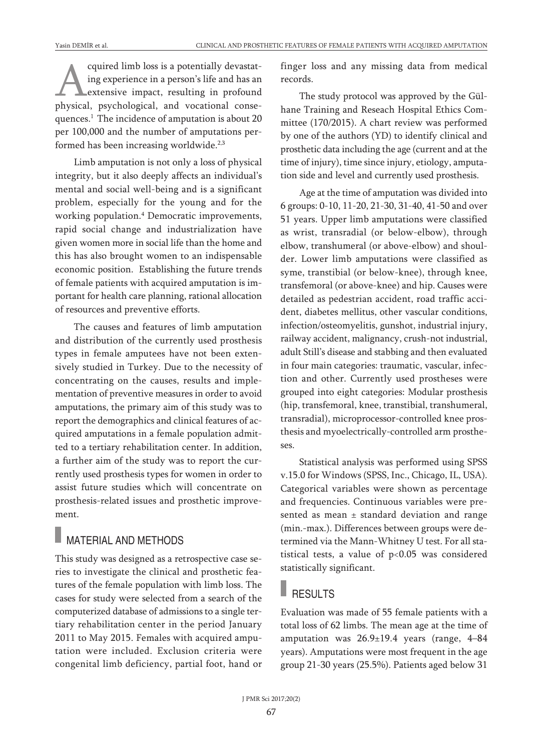Acquired limb loss is a potentially devastating experience in a person's life and has an extensive impact, resulting in profound physical, psychological, and vocational consequences.[1] The incidence of amputation is about 20 per 100,000 and the number of amputations performed has been increasing worldwide.[2,3]

Limb amputation is not only a loss of physical integrity, but it also deeply affects an individual's mental and social well-being and is a significant problem, especially for the young and for the working population.[4] Democratic improvements, rapid social change and industrialization have given women more in social life than the home and this has also brought women to an indispensable economic position. Establishing the future trends of female patients with acquired amputation is important for health care planning, rational allocation of resources and preventive efforts.

The causes and features of limb amputation and distribution of the currently used prosthesis types in female amputees have not been extensively studied in Turkey. Due to the necessity of concentrating on the causes, results and implementation of preventive measures in order to avoid amputations, the primary aim of this study was to report the demographics and clinical features of acquired amputations in a female population admitted to a tertiary rehabilitation center. In addition, a further aim of the study was to report the currently used prosthesis types for women in order to assist future studies which will concentrate on prosthesis-related issues and prosthetic improvement.

## MATERIAL AND METHODS

This study was designed as a retrospective case series to investigate the clinical and prosthetic features of the female population with limb loss. The cases for study were selected from a search of the computerized database of admissions to a single tertiary rehabilitation center in the period January 2011 to May 2015. Females with acquired amputation were included. Exclusion criteria were congenital limb deficiency, partial foot, hand or finger loss and any missing data from medical records.

The study protocol was approved by the Gülhane Training and Reseach Hospital Ethics Committee (170/2015). A chart review was performed by one of the authors (YD) to identify clinical and prosthetic data including the age (current and at the time of injury), time since injury, etiology, amputation side and level and currently used prosthesis.

Age at the time of amputation was divided into 6 groups: 0-10, 11-20, 21-30, 31-40, 41-50 and over 51 years. Upper limb amputations were classified as wrist, transradial (or below-elbow), through elbow, transhumeral (or above-elbow) and shoulder. Lower limb amputations were classified as syme, transtibial (or below-knee), through knee, transfemoral (or above-knee) and hip. Causes were detailed as pedestrian accident, road traffic accident, diabetes mellitus, other vascular conditions, infection/osteomyelitis, gunshot, industrial injury, railway accident, malignancy, crush-not industrial, adult Still's disease and stabbing and then evaluated in four main categories: traumatic, vascular, infection and other. Currently used prostheses were grouped into eight categories: Modular prosthesis (hip, transfemoral, knee, transtibial, transhumeral, transradial), microprocessor-controlled knee prosthesis and myoelectrically-controlled arm prostheses.

Statistical analysis was performed using SPSS v.15.0 for Windows (SPSS, Inc., Chicago, IL, USA). Categorical variables were shown as percentage and frequencies. Continuous variables were presented as mean ± standard deviation and range (min.-max.). Differences between groups were determined via the Mann-Whitney U test. For all statistical tests, a value of $p<0.05$ was considered statistically significant.

## RESULTS

Evaluation was made of 55 female patients with a total loss of 62 limbs. The mean age at the time of amputation was 26.9±19.4 years (range, 4–84 years). Amputations were most frequent in the age group 21-30 years (25.5%). Patients aged below 31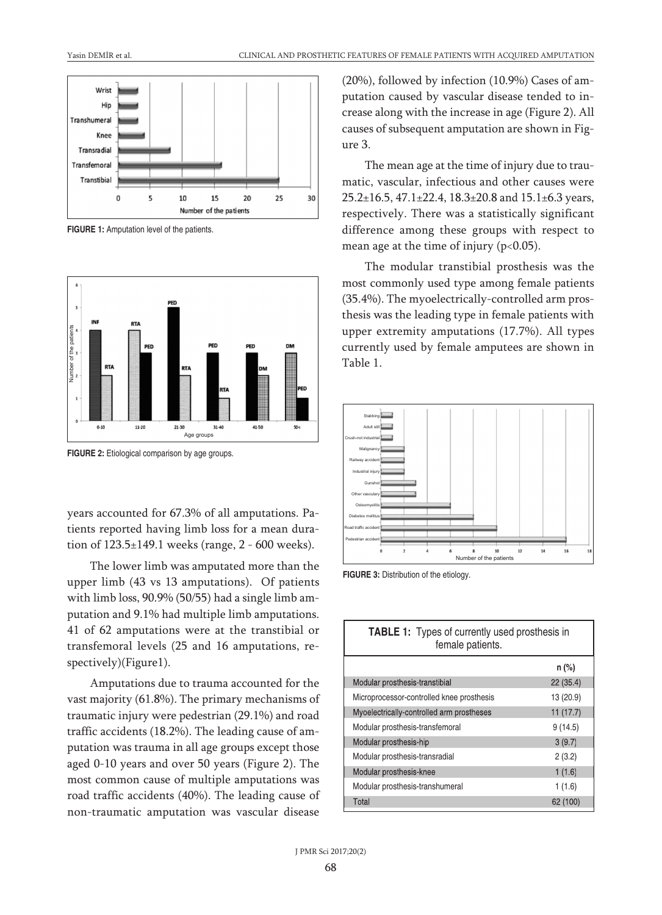FIGURE 1: Amplutation level of the patients.

FIGURE 2: Etiological comparison by age groups.

years accounted for 67.3% of all amputations. Patients reported having limb loss for a mean duration of 123.5±149.1 weeks (range, 2 - 600 weeks).

The lower limb was amputated more than the upper limb (43 vs 13 amputations). Of patients with limb loss, 90.9% (50/55) had a single limb amputation and 9.1% had multiple limb amputations. 41 of 62 amputations were at the transtibial or transfemoral levels (25 and 16 amputations, respectively)(Figure1).

Amputations due to trauma accounted for the vast majority (61.8%). The primary mechanisms of traumatic injury were pedestrian (29.1%) and road traffic accidents (18.2%). The leading cause of amputation was trauma in all age groups except those aged 0-10 years and over 50 years (Figure 2). The most common cause of multiple amputations was road traffic accidents (40%). The leading cause of non-traumatic amputation was vascular disease (20%), followed by infection (10.9%) Cases of amputation caused by vascular disease tended to increase along with the increase in age (Figure 2). All causes of subsequent amputation are shown in Figure 3.

The mean age at the time of injury due to traumatic, vascular, infectious and other causes were 25.2±16.5, 47.1±22.4, 18.3±20.8 and 15.1±6.3 years, respectively. There was a statistically significant difference among these groups with respect to mean age at the time of injury ($p<0.05$).

The modular transtibial prosthesis was the most commonly used type among female patients (35.4%). The myoelectrically-controlled arm prosthesis was the leading type in female patients with upper extremity amputations (17.7%). All types currently used by female amputees are shown in Table 1.

FIGURE 3: Distribution of the etiology.

**TABLE 1:** Types of currently used prosthesis in female patients.

| | n (%) |
|---|---|
| Modular prosthesis-transtibial | 22 (35.4) |
| Microprocessor-controlled knee prosthesis | 13 (20.9) |
| Myoelectrically-controlled arm prostheses | 11 (17.7) |
| Modular prosthesis-transfemoral | 9 (14.5) |
| Modular prosthesis-hip | 3 (9.7) |
| Modular prosthesis-transradial | 2 (3.2) |
| Modular prosthesis-knee | 1 (1.6) |
| Modular prosthesis-transhumeral | 1 (1.6) |
| Total | 62 (100) |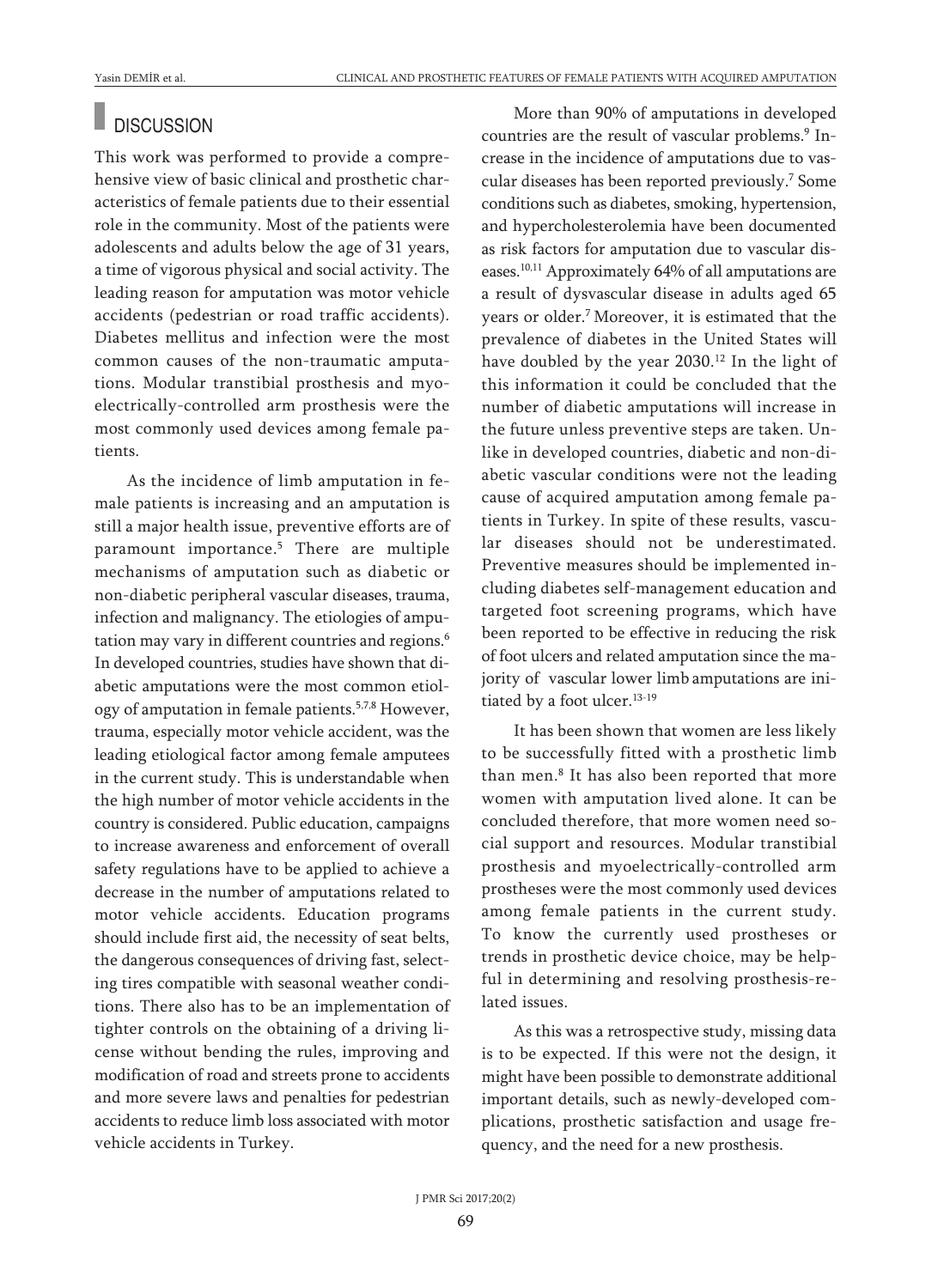## DISCUSSION

This work was performed to provide a comprehensive view of basic clinical and prosthetic characteristics of female patients due to their essential role in the community. Most of the patients were adolescents and adults below the age of 31 years, a time of vigorous physical and social activity. The leading reason for amputation was motor vehicle accidents (pedestrian or road traffic accidents). Diabetes mellitus and infection were the most common causes of the non-traumatic amputations. Modular transtibial prosthesis and myoelectrically-controlled arm prosthesis were the most commonly used devices among female patients.

As the incidence of limb amputation in female patients is increasing and an amputation is still a major health issue, preventive efforts are of paramount importance.[5] There are multiple mechanisms of amputation such as diabetic or non-diabetic peripheral vascular diseases, trauma, infection and malignancy. The etiologies of amputation may vary in different countries and regions.[6] In developed countries, studies have shown that diabetic amputations were the most common etiology of amputation in female patients.[5,7,8] However, trauma, especially motor vehicle accident, was the leading etiological factor among female amputees in the current study. This is understandable when the high number of motor vehicle accidents in the country is considered. Public education, campaigns to increase awareness and enforcement of overall safety regulations have to be applied to achieve a decrease in the number of amputations related to motor vehicle accidents. Education programs should include first aid, the necessity of seat belts, the dangerous consequences of driving fast, selecting tires compatible with seasonal weather conditions. There also has to be an implementation of tighter controls on the obtaining of a driving license without bending the rules, improving and modification of road and streets prone to accidents and more severe laws and penalties for pedestrian accidents to reduce limb loss associated with motor vehicle accidents in Turkey.

More than 90% of amputations in developed countries are the result of vascular problems.[9] Increase in the incidence of amputations due to vascular diseases has been reported previously.[7] Some conditions such as diabetes, smoking, hypertension, and hypercholesterolemia have been documented as risk factors for amputation due to vascular diseases.[10,11] Approximately 64% of all amputations are a result of dysvascular disease in adults aged 65 years or older.[7] Moreover, it is estimated that the prevalence of diabetes in the United States will have doubled by the year 2030.[12] In the light of this information it could be concluded that the number of diabetic amputations will increase in the future unless preventive steps are taken. Unlike in developed countries, diabetic and non-diabetic vascular conditions were not the leading cause of acquired amputation among female patients in Turkey. In spite of these results, vascular diseases should not be underestimated. Preventive measures should be implemented including diabetes self-management education and targeted foot screening programs, which have been reported to be effective in reducing the risk of foot ulcers and related amputation since the majority of vascular lower limb amputations are initiated by a foot ulcer.[13-19]

It has been shown that women are less likely to be successfully fitted with a prosthetic limb than men.[8] It has also been reported that more women with amputation lived alone. It can be concluded therefore, that more women need social support and resources. Modular transtibial prosthesis and myoelectrically-controlled arm prostheses were the most commonly used devices among female patients in the current study. To know the currently used prostheses or trends in prosthetic device choice, may be helpful in determining and resolving prosthesis-related issues.

As this was a retrospective study, missing data is to be expected. If this were not the design, it might have been possible to demonstrate additional important details, such as newly-developed complications, prosthetic satisfaction and usage frequency, and the need for a new prosthesis.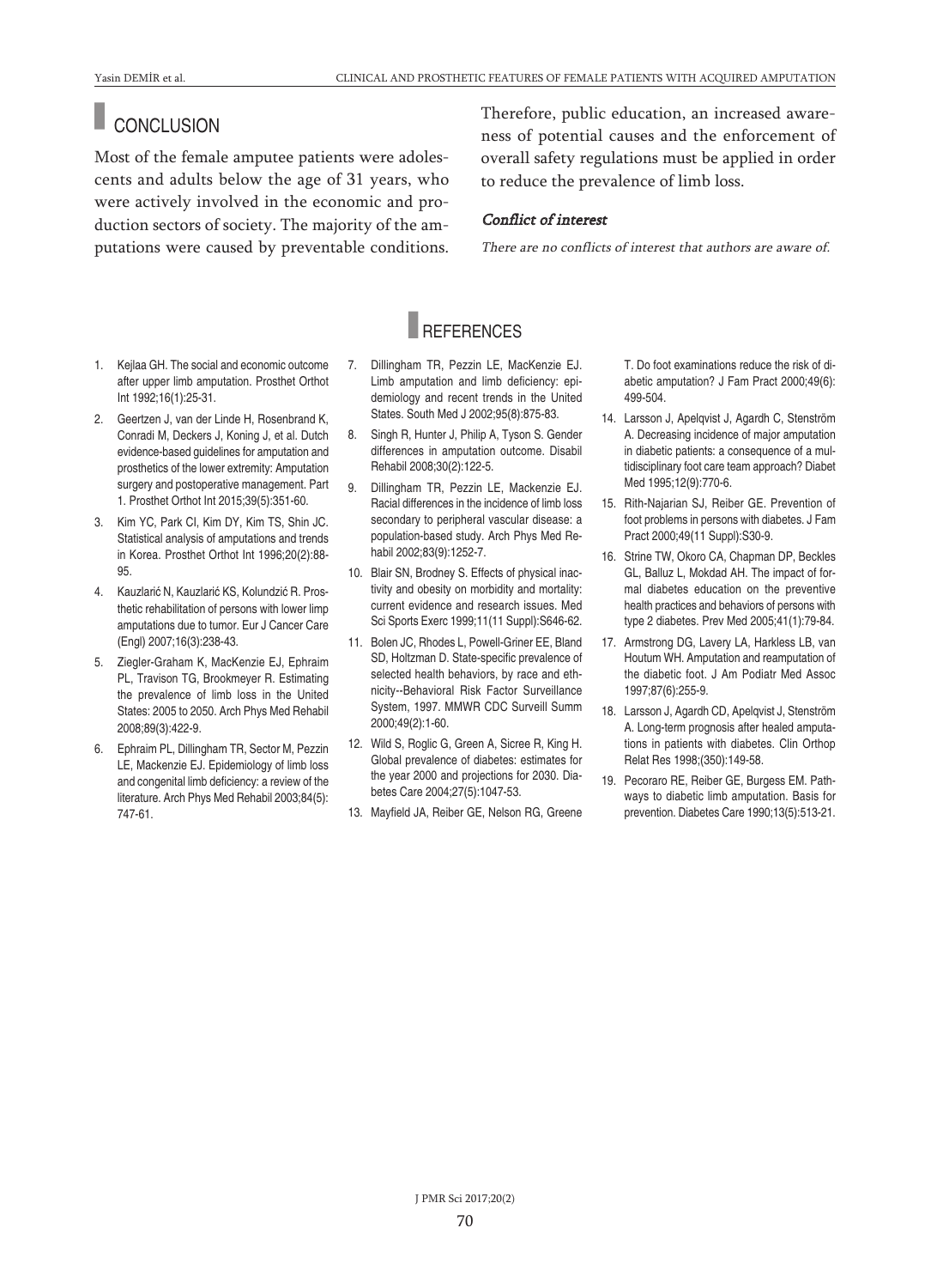## CONCLUSION

Most of the female amputee patients were adolescents and adults below the age of 31 years, who were actively involved in the economic and production sectors of society. The majority of the amputations were caused by preventable conditions. Therefore, public education, an increased awareness of potential causes and the enforcement of overall safety regulations must be applied in order to reduce the prevalence of limb loss.

### *Conflict of interest*

*There are no conflicts of interest that authors are aware of.*

## REFERENCES

1. Kejlaa GH. The social and economic outcome after upper limb amputation. Prosthet Orthot Int 1992;16(1):25-31.
2. Geertzen J, van der Linde H, Rosenbrand K, Conradi M, Deckers J, Koning J, et al. Dutch evidence-based guidelines for amputation and prosthetics of the lower extremity: Amputation surgery and postoperative management. Part 1. Prosthet Orthot Int 2015;39(5):351-60.
3. Kim YC, Park CI, Kim DY, Kim TS, Shin JC. Statistical analysis of amputations and trends in Korea. Prosthet Orthot Int 1996;20(2):88-95.
4. Kauzlarić N, Kauzlarić KS, Kolundzić R. Prosthetic rehabilitation of persons with lower limp amputations due to tumor. Eur J Cancer Care (Engl) 2007;16(3):238-43.
5. Ziegler-Graham K, MacKenzie EJ, Ephraim PL, Travison TG, Brookmeyer R. Estimating the prevalence of limb loss in the United States: 2005 to 2050. Arch Phys Med Rehabil 2008;89(3):422-9.
6. Ephraim PL, Dillingham TR, Sector M, Pezzin LE, Mackenzie EJ. Epidemiology of limb loss and congenital limb deficiency: a review of the literature. Arch Phys Med Rehabil 2003;84(5):747-61.
7. Dillingham TR, Pezzin LE, MacKenzie EJ. Limb amputation and limb deficiency: epidemiology and recent trends in the United States. South Med J 2002;95(8):875-83.
8. Singh R, Hunter J, Philip A, Tyson S. Gender differences in amputation outcome. Disabil Rehabil 2008;30(2):122-5.
9. Dillingham TR, Pezzin LE, Mackenzie EJ. Racial differences in the incidence of limb loss secondary to peripheral vascular disease: a population-based study. Arch Phys Med Rehabil 2002;83(9):1252-7.
10. Blair SN, Brodney S. Effects of physical inactivity and obesity on morbidity and mortality: current evidence and research issues. Med Sci Sports Exerc 1999;11(11 Suppl):S646-62.
11. Bolen JC, Rhodes L, Powell-Griner EE, Bland SD, Holtzman D. State-specific prevalence of selected health behaviors, by race and ethnicity--Behavioral Risk Factor Surveillance System, 1997. MMWR CDC Surveill Summ 2000;49(2):1-60.
12. Wild S, Roglic G, Green A, Sicree R, King H. Global prevalence of diabetes: estimates for the year 2000 and projections for 2030. Diabetes Care 2004;27(5):1047-53.
13. Mayfield JA, Reiber GE, Nelson RG, Greene T. Do foot examinations reduce the risk of diabetic amputation? J Fam Pract 2000;49(6):499-504.
14. Larsson J, Apelqvist J, Agardh C, Stenström A. Decreasing incidence of major amputation in diabetic patients: a consequence of a multidisciplinary foot care team approach? Diabet Med 1995;12(9):770-6.
15. Rith-Najarian SJ, Reiber GE. Prevention of foot problems in persons with diabetes. J Fam Pract 2000;49(11 Suppl):S30-9.
16. Strine TW, Okoro CA, Chapman DP, Beckles GL, Balluz L, Mokdad AH. The impact of formal diabetes education on the preventive health practices and behaviors of persons with type 2 diabetes. Prev Med 2005;41(1):79-84.
17. Armstrong DG, Lavery LA, Harkless LB, van Houtum WH. Amputation and reamputation of the diabetic foot. J Am Podiatr Med Assoc 1997;87(6):255-9.
18. Larsson J, Agardh CD, Apelqvist J, Stenström A. Long-term prognosis after healed amputations in patients with diabetes. Clin Orthop Relat Res 1998;(350):149-58.
19. Pecoraro RE, Reiber GE, Burgess EM. Pathways to diabetic limb amputation. Basis for prevention. Diabetes Care 1990;13(5):513-21.